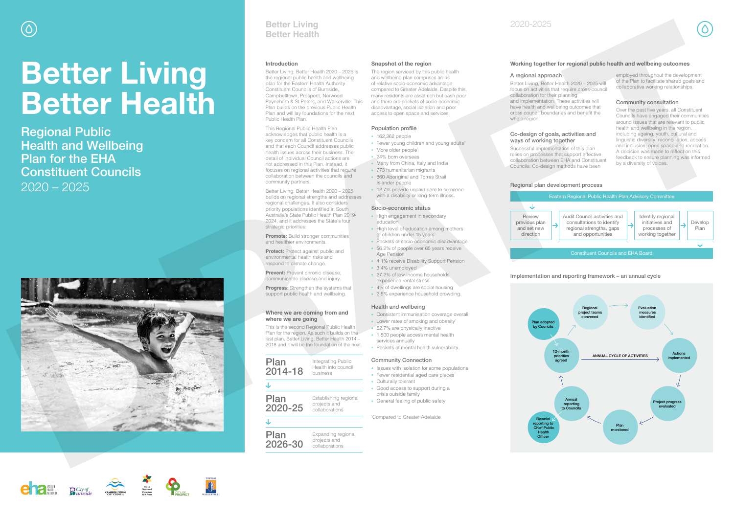# Better Living Better Health

## Regional Public Health and Wellbeing Plan for the EHA Constituent Councils

2020 – 2025

Better Living Better Health

2020-2025

### Introduction

Better Living, Better Health 2020 – 2025 is the regional public health and wellbeing plan for the Eastern Health Authority Constituent Councils of Burnside, Campbelltown, Prospect, Norwood Payneham & St Peters, and Walkerville. This Plan builds on the previous Public Health Plan and will lay foundations for the next Public Health Plan.

This Regional Public Health Plan acknowledges that public health is a key concern for all Constituent Councils and that each Council addresses public health issues across their business. The detail of individual Council actions are not addressed in this Plan. Instead, it focuses on regional activities that require collaboration between the councils and community partners.

Better Living, Better Health 2020 – 2025 builds on regional strengths and addresses regional challenges. It also considers priority populations identified in South Australia's State Public Health Plan 2019-2024, and it addresses the State's four strategic priorities:

**Promote:** Build stronger communities and healthier environments.

**Protect:** Protect against public and environmental health risks and respond to climate change.

**Prevent:** Prevent chronic disease, communicable disease and injury.

**Progress:** Strengthen the systems that support public health and wellbeing.

### Where we are coming from and where we are going

This is the second Regional Public Health Plan for the region. As such it builds on the last plan, Better Living, Better Health 2014 – 2018 and it will be the foundation of the next.

| | |
|---|---|
| Plan 2014-18 | Integrating Public Health into council business |
| ↓ | |
| Plan 2020-25 | Establishing regional projects and collaborations |
| ↓ | |
| Plan 2026-30 | Expanding regional projects and collaborations |

### Snapshot of the region

The region serviced by this public health and wellbeing plan comprises areas of relative socio-economic advantage compared to Greater Adelaide. Despite this, many residents are asset rich but cash poor and there are pockets of socio-economic disadvantage, social isolation and poor access to open space and services.

#### Population profile

- 162,362 people
- Fewer young children and young adults*
- More older people*
- 24% born overseas
- Many from China, Italy and India
- 773 humanitarian migrants
- 860 Aboriginal and Torres Strait Islander people
- 12.7% provide unpaid care to someone with a disability or long-term illness.

#### Socio-economic status

- High engagement in secondary education*
- High level of education among mothers of children under 15 years*
- Pockets of socio-economic disadvantage
- 56.2% of people over 65 years receive Age Pension
- 4.1% receive Disability Support Pension
- 3.4% unemployed
- 27.2% of low-income households experience rental stress
- 4% of dwellings are social housing
- 2.5% experience household crowding.

#### Health and wellbeing

- Consistent immunisation coverage overall
- Lower rates of smoking and obesity*
- 62.7% are physically inactive
- 1,800 people access mental health services annually
- Pockets of mental health vulnerability.

#### Community Connection

- Issues with isolation for some populations
- Fewer residential aged care places*
- Culturally tolerant
- Good access to support during a crisis outside family
- General feeling of public safety.

*Compared to Greater Adelaide

### Working together for regional public health and wellbeing outcomes

#### A regional approach

Better Living, Better Health 2020 – 2025 will focus on activities that require cross-council collaboration for their planning and implementation. These activities will have health and wellbeing outcomes that cross council boundaries and benefit the whole region.

#### Co-design of goals, activities and ways of working together

Successful implementation of this plan relies on processes that support effective collaboration between EHA and Constituent Councils. Co-design methods have been employed throughout the development of the Plan to facilitate shared goals and collaborative working relationships.

#### Community consultation

Over the past five years, all Constituent Councils have engaged their communities around issues that are relevant to public health and wellbeing in the region, including ageing, youth, cultural and linguistic diversity, reconciliation, access and inclusion, open space and recreation. A decision was made to reflect on this feedback to ensure planning was informed by a diversity of voices.

#### Regional plan development process

Eastern Regional Public Health Plan Advisory Committee

↓

Review previous plan and set new direction → Audit Council activities and consultations to identify regional strengths, gaps and opportunities → Identify regional initiatives and processes of working together → Develop Plan

↓

Constituent Councils and EHA Board

#### Implementation and reporting framework – an annual cycle

ANNUAL CYCLE OF ACTIVITIES

Plan adopted by Councils → 12-month priorities agreed → Regional project teams convened → Evaluation measures identified → Actions implemented → Project progress evaluated → Plan monitored → Annual reporting to Councils → 12-month priorities agreed

Biennial reporting to Chief Public Health Officer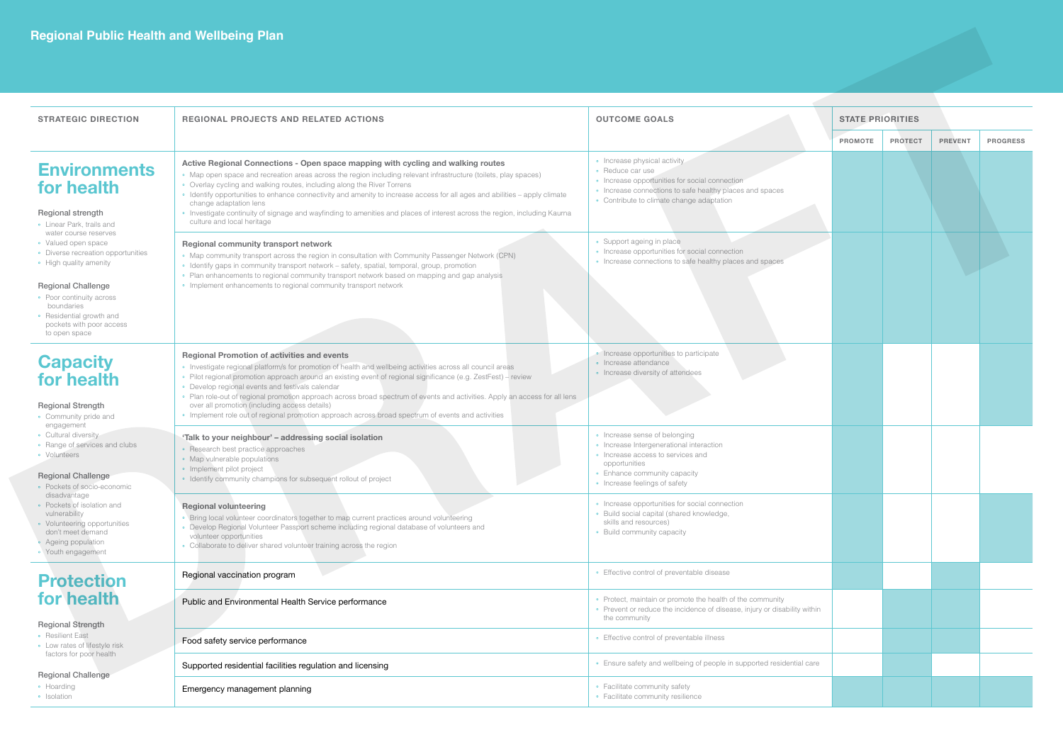# Regional Public Health and Wellbeing Plan

| STRATEGIC DIRECTION | REGIONAL PROJECTS AND RELATED ACTIONS | OUTCOME GOALS | STATE PRIORITIES | | | |
|---|---|---|---|---|---|---|
| | | | PROMOTE | PROTECT | PREVENT | PROGRESS |
| **Environments for health**<br><br>**Regional strength**<br>• Linear Park, trails and water course reserves<br>• Valued open space<br>• Diverse recreation opportunities<br>• High quality amenity<br><br>**Regional Challenge**<br>• Poor continuity across boundaries<br>• Residential growth and pockets with poor access to open space | **Active Regional Connections - Open space mapping with cycling and walking routes**<br>• Map open space and recreation areas across the region including relevant infrastructure (toilets, play spaces)<br>• Overlay cycling and walking routes, including along the River Torrens<br>• Identify opportunities to enhance connectivity and amenity to increase access for all ages and abilities – apply climate change adaptation lens<br>• Investigate continuity of signage and wayfinding to amenities and places of interest across the region, including Kaurna culture and local heritage | • Increase physical activity<br>• Reduce car use<br>• Increase opportunities for social connection<br>• Increase connections to safe healthy places and spaces<br>• Contribute to climate change adaptation | | | | |
| | **Regional community transport network**<br>• Map community transport across the region in consultation with Community Passenger Network (CPN)<br>• Identify gaps in community transport network – safety, spatial, temporal, group, promotion<br>• Plan enhancements to regional community transport network based on mapping and gap analysis<br>• Implement enhancements to regional community transport network | • Support ageing in place<br>• Increase opportunities for social connection<br>• Increase connections to safe healthy places and spaces | | | | |
| **Capacity for health**<br><br>**Regional Strength**<br>• Community pride and engagement<br>• Cultural diversity<br>• Range of services and clubs<br>• Volunteers<br><br>**Regional Challenge**<br>• Pockets of socio-economic disadvantage<br>• Pockets of isolation and vulnerability<br>• Volunteering opportunities don't meet demand<br>• Ageing population<br>• Youth engagement | **Regional Promotion of activities and events**<br>• Investigate regional platform/s for promotion of health and wellbeing activities across all council areas<br>• Pilot regional promotion approach around an existing event of regional significance (e.g. ZestFest) – review<br>• Develop regional events and festivals calendar<br>• Plan role-out of regional promotion approach across broad spectrum of events and activities. Apply an access for all lens over all promotion (including access details)<br>• Implement role out of regional promotion approach across broad spectrum of events and activities | • Increase opportunities to participate<br>• Increase attendance<br>• Increase diversity of attendees | | | | |
| | **'Talk to your neighbour' – addressing social isolation**<br>• Research best practice approaches<br>• Map vulnerable populations<br>• Implement pilot project<br>• Identify community champions for subsequent rollout of project | • Increase sense of belonging<br>• Increase Intergenerational interaction<br>• Increase access to services and opportunities<br>• Enhance community capacity<br>• Increase feelings of safety | | | | |
| | **Regional volunteering**<br>• Bring local volunteer coordinators together to map current practices around volunteering<br>• Develop Regional Volunteer Passport scheme including regional database of volunteers and volunteer opportunities<br>• Collaborate to deliver shared volunteer training across the region | • Increase opportunities for social connection<br>• Build social capital (shared knowledge, skills and resources)<br>• Build community capacity | | | | |
| **Protection for health**<br><br>**Regional Strength**<br>• Resilient East<br>• Low rates of lifestyle risk factors for poor health<br><br>**Regional Challenge**<br>• Hoarding<br>• Isolation | Regional vaccination program | • Effective control of preventable disease | | | | |
| | Public and Environmental Health Service performance | • Protect, maintain or promote the health of the community<br>• Prevent or reduce the incidence of disease, injury or disability within the community | | | | |
| | Food safety service performance | • Effective control of preventable illness | | | | |
| | Supported residential facilities regulation and licensing | • Ensure safety and wellbeing of people in supported residential care | | | | |
| | Emergency management planning | • Facilitate community safety<br>• Facilitate community resilience | | | | |